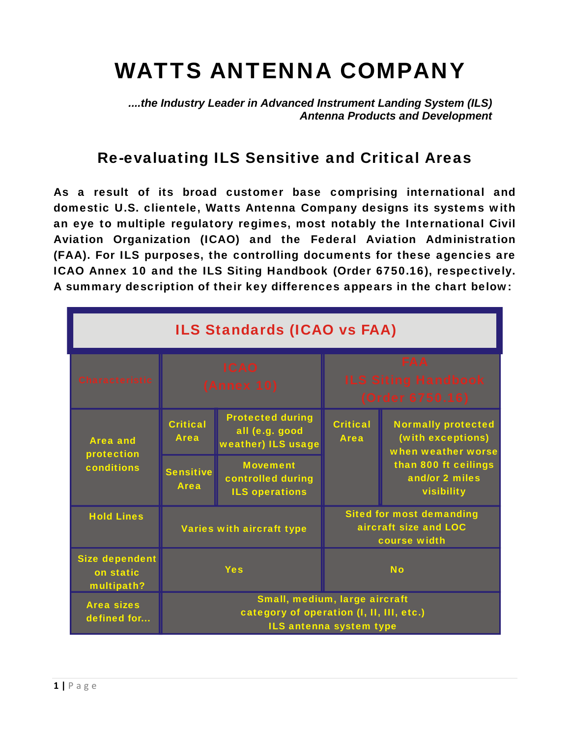# WATTS ANTENNA COMPANY

*....the Industry Leader in Advanced Instrument Landing System (ILS) Antenna Products and Development*

## Re-evaluating ILS Sensitive and Critical Areas

**As a result of its broad customer base comprising international and domestic U.S. clientele, Watts Antenna Company designs its systems with an eye to multiple regulatory regimes, most notably the International Civil Aviation Organization (ICAO) and the Federal Aviation Administration (FAA). For ILS purposes, the controlling documents for these agencies are ICAO Annex 10 and the ILS Siting Handbook (Order 6750.16), respectively. A summary description of their key differences appears in the chart below:**

**ILS Standards (ICAO vs FAA)**

| Characteristic | ICAO (Annex 10) | | FAA ILS Siting Handbook (Order 6750.16) | |
|---|---|---|---|---|
| Area and protection conditions | Critical Area | Protected during all (e.g. good weather) ILS usage | Critical Area | Normally protected (with exceptions) when weather worse than 800 ft ceilings and/or 2 miles visibility |
| | Sensitive Area | Movement controlled during ILS operations | | |
| Hold Lines | Varies with aircraft type | | Sited for most demanding aircraft size and LOC course width | |
| Size dependent on static multipath? | Yes | | No | |
| Area sizes defined for... | Small, medium, large aircraft<br>category of operation (I, II, III, etc.)<br>ILS antenna system type | | | |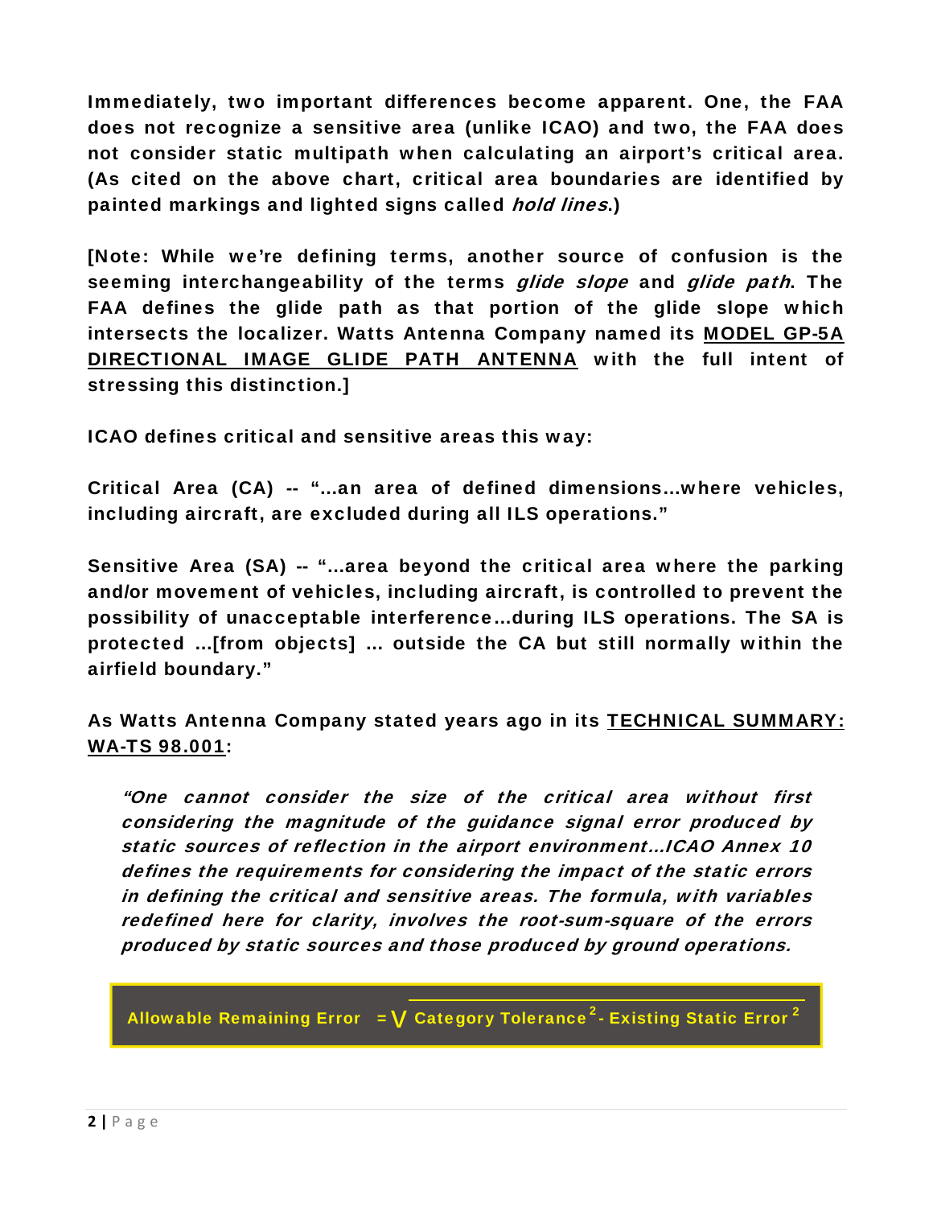**Immediately, two important differences become apparent. One, the FAA does not recognize a sensitive area (unlike ICAO) and two, the FAA does not consider static multipath when calculating an airport's critical area. (As cited on the above chart, critical area boundaries are identified by painted markings and lighted signs called *hold lines*.)**

**[Note: While we're defining terms, another source of confusion is the seeming interchangeability of the terms *glide slope* and *glide path*. The FAA defines the glide path as that portion of the glide slope which intersects the localizer. Watts Antenna Company named its MODEL GP-5A DIRECTIONAL IMAGE GLIDE PATH ANTENNA with the full intent of stressing this distinction.]**

**ICAO defines critical and sensitive areas this way:**

**Critical Area (CA) -- "...an area of defined dimensions...where vehicles, including aircraft, are excluded during all ILS operations."**

**Sensitive Area (SA) -- "...area beyond the critical area where the parking and/or movement of vehicles, including aircraft, is controlled to prevent the possibility of unacceptable interference...during ILS operations. The SA is protected ...[from objects] ... outside the CA but still normally within the airfield boundary."**

**As Watts Antenna Company stated years ago in its TECHNICAL SUMMARY: WA-TS 98.001:**

> ***"One cannot consider the size of the critical area without first considering the magnitude of the guidance signal error produced by static sources of reflection in the airport environment...ICAO Annex 10 defines the requirements for considering the impact of the static errors in defining the critical and sensitive areas. The formula, with variables redefined here for clarity, involves the root-sum-square of the errors produced by static sources and those produced by ground operations.***

$$\text{Allowable Remaining Error} = \sqrt{\text{Category Tolerance}^2 - \text{Existing Static Error}^2}$$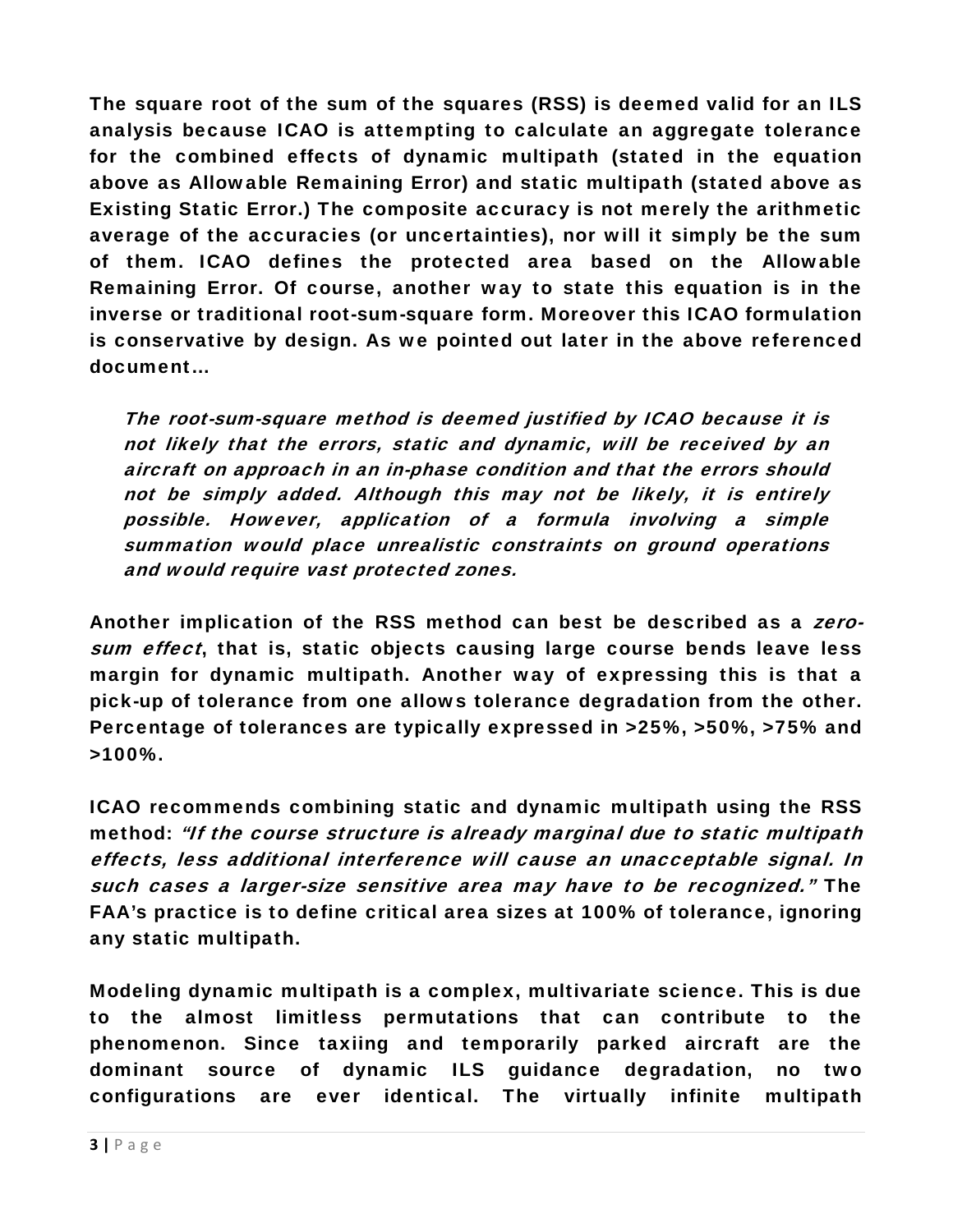**The square root of the sum of the squares (RSS) is deemed valid for an ILS analysis because ICAO is attempting to calculate an aggregate tolerance for the combined effects of dynamic multipath (stated in the equation above as Allowable Remaining Error) and static multipath (stated above as Existing Static Error.) The composite accuracy is not merely the arithmetic average of the accuracies (or uncertainties), nor will it simply be the sum of them. ICAO defines the protected area based on the Allowable Remaining Error. Of course, another way to state this equation is in the inverse or traditional root-sum-square form. Moreover this ICAO formulation is conservative by design. As we pointed out later in the above referenced document…**

> ***The root-sum-square method is deemed justified by ICAO because it is not likely that the errors, static and dynamic, will be received by an aircraft on approach in an in-phase condition and that the errors should not be simply added. Although this may not be likely, it is entirely possible. However, application of a formula involving a simple summation would place unrealistic constraints on ground operations and would require vast protected zones.***

**Another implication of the RSS method can best be described as a *zero-sum effect*, that is, static objects causing large course bends leave less margin for dynamic multipath. Another way of expressing this is that a pick-up of tolerance from one allows tolerance degradation from the other. Percentage of tolerances are typically expressed in >25%, >50%, >75% and >100%.**

**ICAO recommends combining static and dynamic multipath using the RSS method: *"If the course structure is already marginal due to static multipath effects, less additional interference will cause an unacceptable signal. In such cases a larger-size sensitive area may have to be recognized."* The FAA's practice is to define critical area sizes at 100% of tolerance, ignoring any static multipath.**

**Modeling dynamic multipath is a complex, multivariate science. This is due to the almost limitless permutations that can contribute to the phenomenon. Since taxiing and temporarily parked aircraft are the dominant source of dynamic ILS guidance degradation, no two configurations are ever identical. The virtually infinite multipath**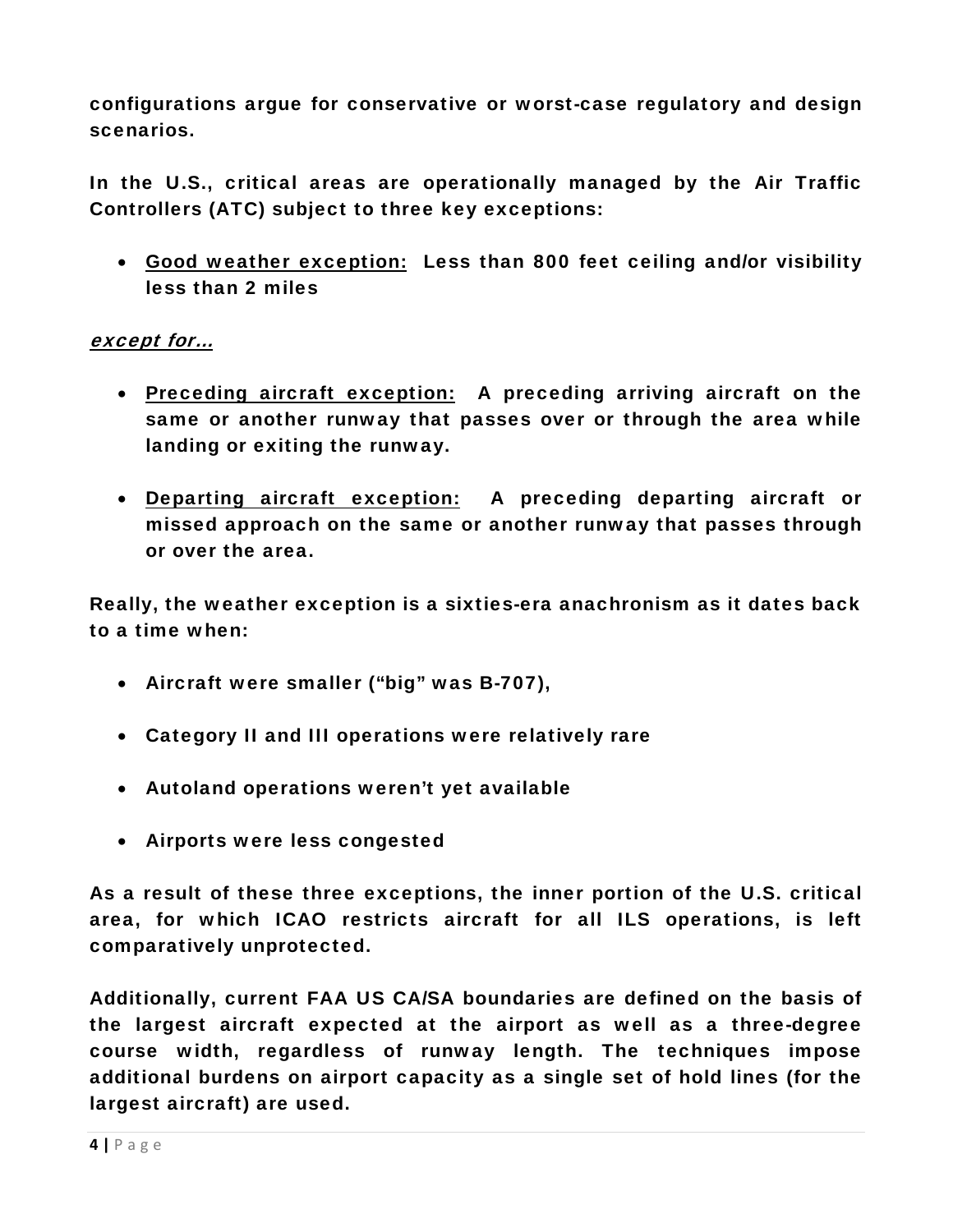**configurations argue for conservative or worst-case regulatory and design scenarios.**

**In the U.S., critical areas are operationally managed by the Air Traffic Controllers (ATC) subject to three key exceptions:**

- **<u>Good weather exception:</u> Less than 800 feet ceiling and/or visibility less than 2 miles**

***<u>except for…</u>***

- **<u>Preceding aircraft exception:</u> A preceding arriving aircraft on the same or another runway that passes over or through the area while landing or exiting the runway.**

- **<u>Departing aircraft exception:</u> A preceding departing aircraft or missed approach on the same or another runway that passes through or over the area.**

**Really, the weather exception is a sixties-era anachronism as it dates back to a time when:**

- **Aircraft were smaller ("big" was B-707),**

- **Category II and III operations were relatively rare**

- **Autoland operations weren't yet available**

- **Airports were less congested**

**As a result of these three exceptions, the inner portion of the U.S. critical area, for which ICAO restricts aircraft for all ILS operations, is left comparatively unprotected.**

**Additionally, current FAA US CA/SA boundaries are defined on the basis of the largest aircraft expected at the airport as well as a three-degree course width, regardless of runway length. The techniques impose additional burdens on airport capacity as a single set of hold lines (for the largest aircraft) are used.**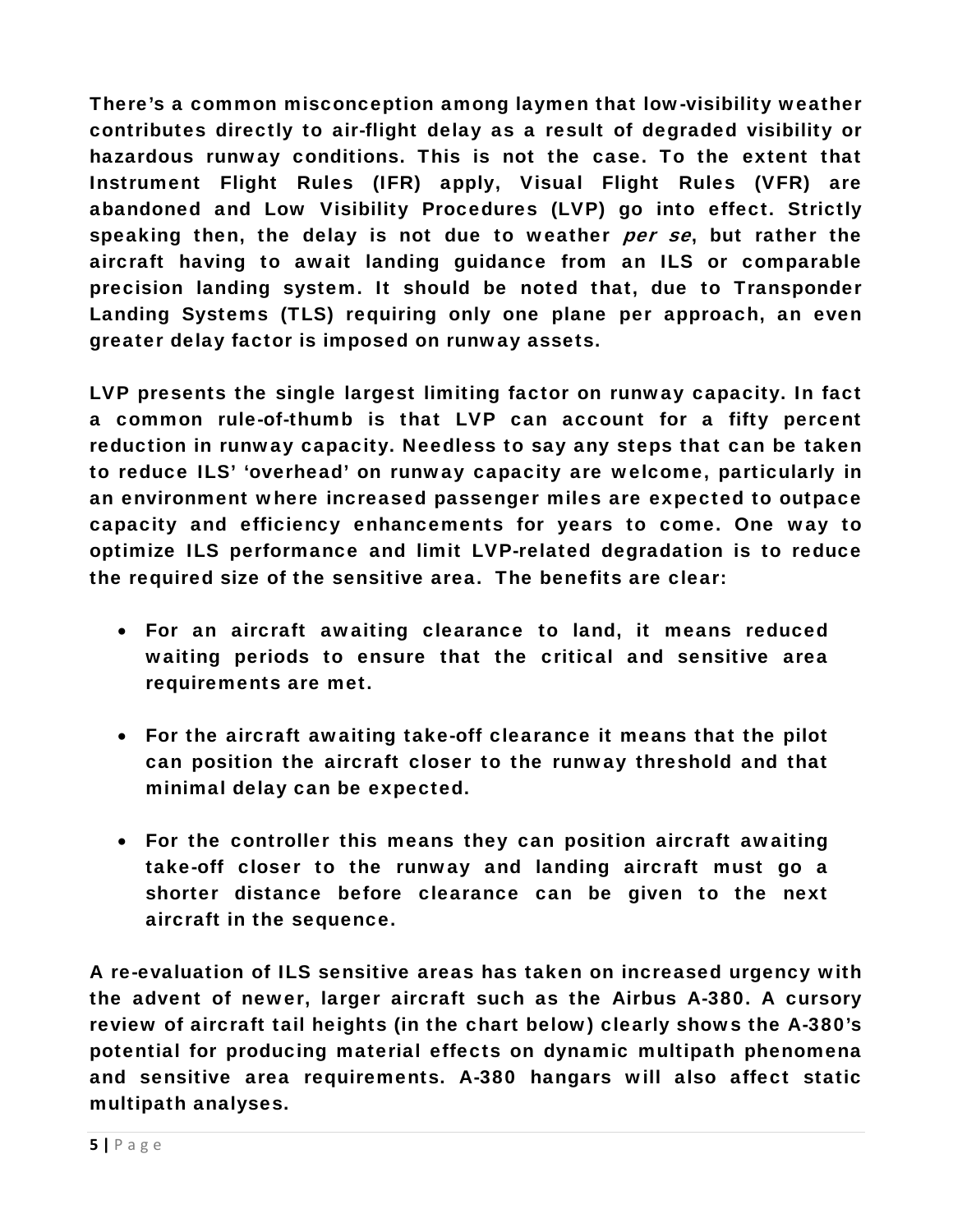**There's a common misconception among laymen that low-visibility weather contributes directly to air-flight delay as a result of degraded visibility or hazardous runway conditions. This is not the case. To the extent that Instrument Flight Rules (IFR) apply, Visual Flight Rules (VFR) are abandoned and Low Visibility Procedures (LVP) go into effect. Strictly speaking then, the delay is not due to weather *per se*, but rather the aircraft having to await landing guidance from an ILS or comparable precision landing system. It should be noted that, due to Transponder Landing Systems (TLS) requiring only one plane per approach, an even greater delay factor is imposed on runway assets.**

**LVP presents the single largest limiting factor on runway capacity. In fact a common rule-of-thumb is that LVP can account for a fifty percent reduction in runway capacity. Needless to say any steps that can be taken to reduce ILS' 'overhead' on runway capacity are welcome, particularly in an environment where increased passenger miles are expected to outpace capacity and efficiency enhancements for years to come. One way to optimize ILS performance and limit LVP-related degradation is to reduce the required size of the sensitive area. The benefits are clear:**

- **For an aircraft awaiting clearance to land, it means reduced waiting periods to ensure that the critical and sensitive area requirements are met.**

- **For the aircraft awaiting take-off clearance it means that the pilot can position the aircraft closer to the runway threshold and that minimal delay can be expected.**

- **For the controller this means they can position aircraft awaiting take-off closer to the runway and landing aircraft must go a shorter distance before clearance can be given to the next aircraft in the sequence.**

**A re-evaluation of ILS sensitive areas has taken on increased urgency with the advent of newer, larger aircraft such as the Airbus A-380. A cursory review of aircraft tail heights (in the chart below) clearly shows the A-380's potential for producing material effects on dynamic multipath phenomena and sensitive area requirements. A-380 hangars will also affect static multipath analyses.**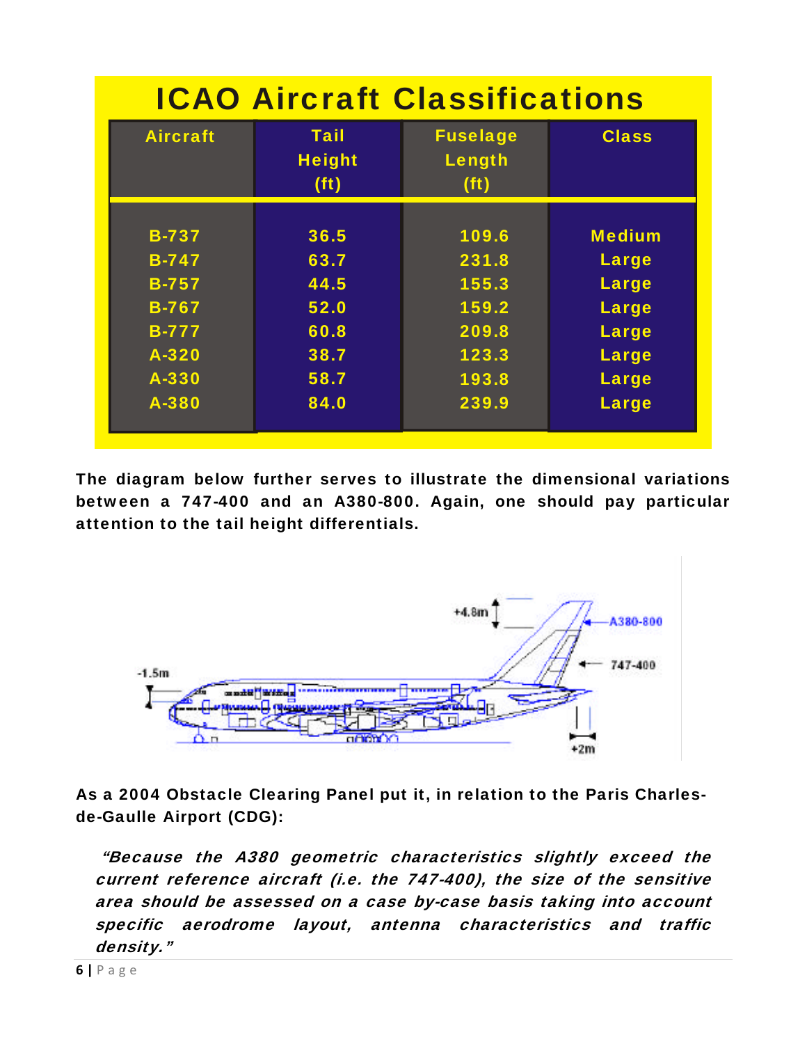## ICAO Aircraft Classifications

| Aircraft | Tail Height (ft) | Fuselage Length (ft) | Class |
|---|---|---|---|
| B-737 | 36.5 | 109.6 | Medium |
| B-747 | 63.7 | 231.8 | Large |
| B-757 | 44.5 | 155.3 | Large |
| B-767 | 52.0 | 159.2 | Large |
| B-777 | 60.8 | 209.8 | Large |
| A-320 | 38.7 | 123.3 | Large |
| A-330 | 58.7 | 193.8 | Large |
| A-380 | 84.0 | 239.9 | Large |

**The diagram below further serves to illustrate the dimensional variations between a 747-400 and an A380-800. Again, one should pay particular attention to the tail height differentials.**

**As a 2004 Obstacle Clearing Panel put it, in relation to the Paris Charles-de-Gaulle Airport (CDG):**

> ***"Because the A380 geometric characteristics slightly exceed the current reference aircraft (i.e. the 747-400), the size of the sensitive area should be assessed on a case by-case basis taking into account specific aerodrome layout, antenna characteristics and traffic density."***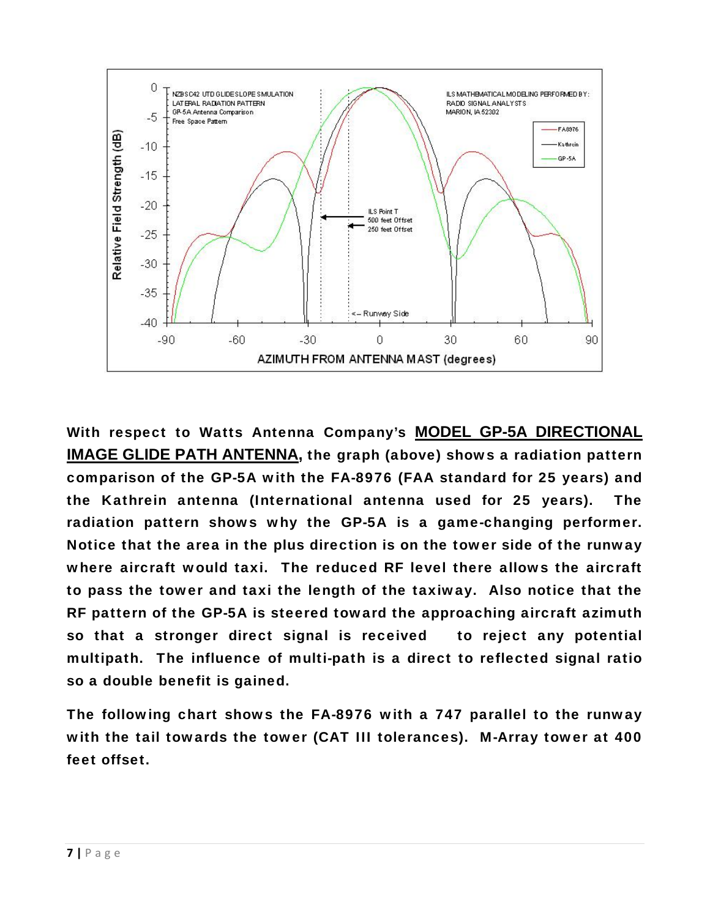**With respect to Watts Antenna Company's <u>MODEL GP-5A DIRECTIONAL IMAGE GLIDE PATH ANTENNA</u>, the graph (above) shows a radiation pattern comparison of the GP-5A with the FA-8976 (FAA standard for 25 years) and the Kathrein antenna (International antenna used for 25 years). The radiation pattern shows why the GP-5A is a game-changing performer. Notice that the area in the plus direction is on the tower side of the runway where aircraft would taxi. The reduced RF level there allows the aircraft to pass the tower and taxi the length of the taxiway. Also notice that the RF pattern of the GP-5A is steered toward the approaching aircraft azimuth so that a stronger direct signal is received to reject any potential multipath. The influence of multi-path is a direct to reflected signal ratio so a double benefit is gained.**

**The following chart shows the FA-8976 with a 747 parallel to the runway with the tail towards the tower (CAT III tolerances). M-Array tower at 400 feet offset.**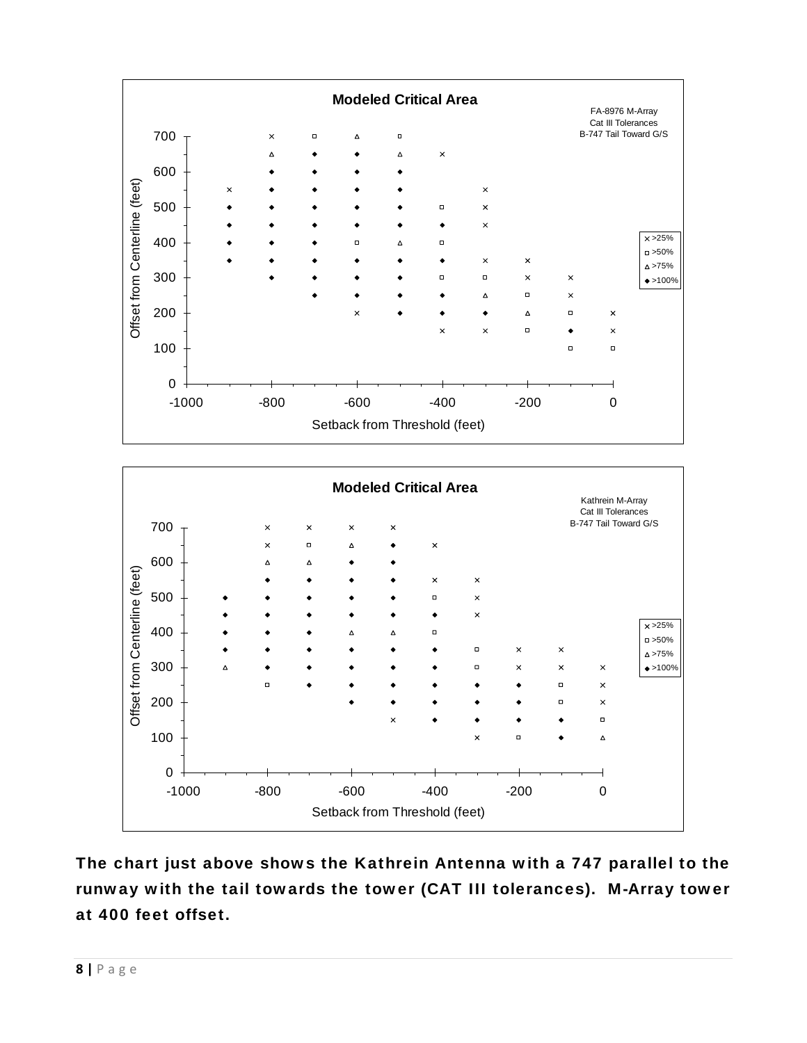**The chart just above shows the Kathrein Antenna with a 747 parallel to the runway with the tail towards the tower (CAT III tolerances). M-Array tower at 400 feet offset.**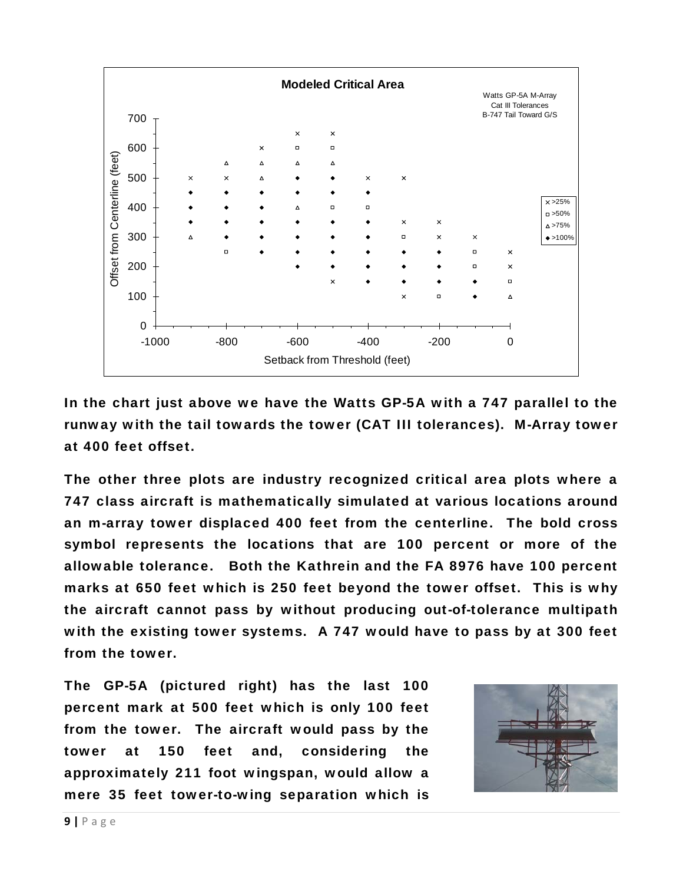In the chart just above we have the Watts GP-5A with a 747 parallel to the runway with the tail towards the tower (CAT III tolerances). M-Array tower at 400 feet offset.

The other three plots are industry recognized critical area plots where a 747 class aircraft is mathematically simulated at various locations around an m-array tower displaced 400 feet from the centerline. The bold cross symbol represents the locations that are 100 percent or more of the allowable tolerance. Both the Kathrein and the FA 8976 have 100 percent marks at 650 feet which is 250 feet beyond the tower offset. This is why the aircraft cannot pass by without producing out-of-tolerance multipath with the existing tower systems. A 747 would have to pass by at 300 feet from the tower.

The GP-5A (pictured right) has the last 100 percent mark at 500 feet which is only 100 feet from the tower. The aircraft would pass by the tower at 150 feet and, considering the approximately 211 foot wingspan, would allow a mere 35 feet tower-to-wing separation which is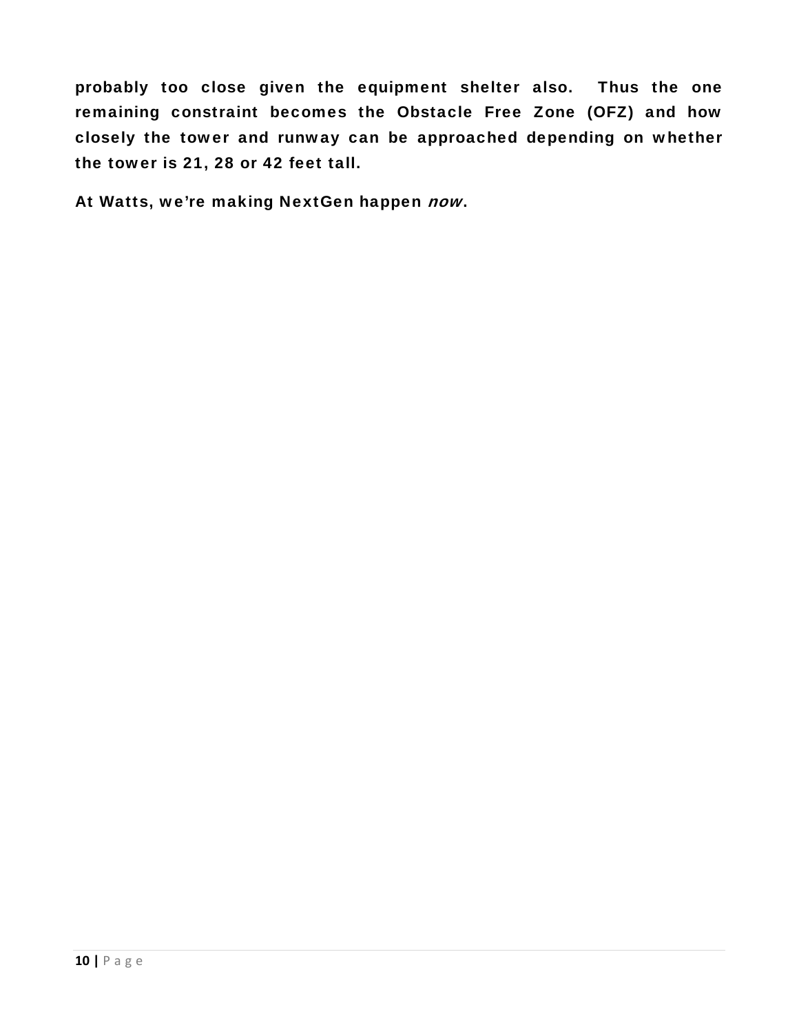**probably too close given the equipment shelter also. Thus the one remaining constraint becomes the Obstacle Free Zone (OFZ) and how closely the tower and runway can be approached depending on whether the tower is 21, 28 or 42 feet tall.**

**At Watts, we're making NextGen happen *now*.**